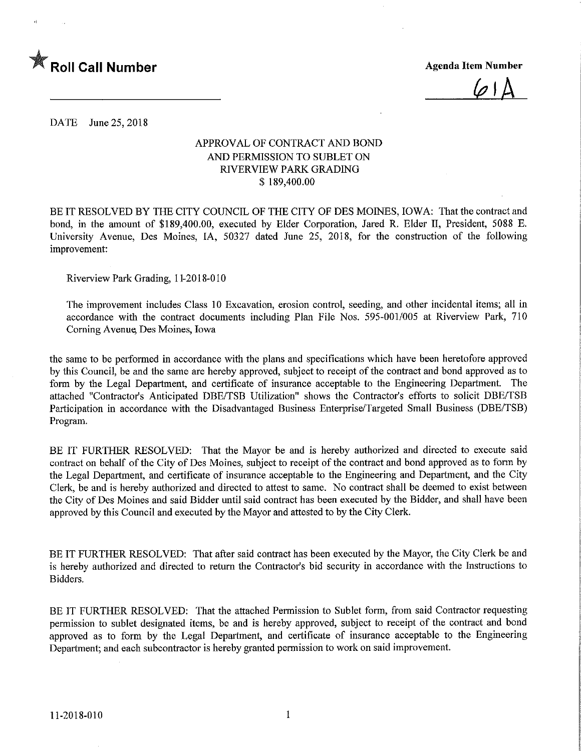★ **Roll Call Number**

**Agenda Item Number**

61A

DATE June 25, 2018

APPROVAL OF CONTRACT AND BOND
AND PERMISSION TO SUBLET ON
RIVERVIEW PARK GRADING
$ 189,400.00

BE IT RESOLVED BY THE CITY COUNCIL OF THE CITY OF DES MOINES, IOWA: That the contract and bond, in the amount of $189,400.00, executed by Elder Corporation, Jared R. Elder II, President, 5088 E. University Avenue, Des Moines, IA, 50327 dated June 25, 2018, for the construction of the following improvement:

Riverview Park Grading, 11-2018-010

The improvement includes Class 10 Excavation, erosion control, seeding, and other incidental items; all in accordance with the contract documents including Plan File Nos. 595-001/005 at Riverview Park, 710 Corning Avenue, Des Moines, Iowa

the same to be performed in accordance with the plans and specifications which have been heretofore approved by this Council, be and the same are hereby approved, subject to receipt of the contract and bond approved as to form by the Legal Department, and certificate of insurance acceptable to the Engineering Department. The attached "Contractor's Anticipated DBE/TSB Utilization" shows the Contractor's efforts to solicit DBE/TSB Participation in accordance with the Disadvantaged Business Enterprise/Targeted Small Business (DBE/TSB) Program.

BE IT FURTHER RESOLVED: That the Mayor be and is hereby authorized and directed to execute said contract on behalf of the City of Des Moines, subject to receipt of the contract and bond approved as to form by the Legal Department, and certificate of insurance acceptable to the Engineering and Department, and the City Clerk, be and is hereby authorized and directed to attest to same. No contract shall be deemed to exist between the City of Des Moines and said Bidder until said contract has been executed by the Bidder, and shall have been approved by this Council and executed by the Mayor and attested to by the City Clerk.

BE IT FURTHER RESOLVED: That after said contract has been executed by the Mayor, the City Clerk be and is hereby authorized and directed to return the Contractor's bid security in accordance with the Instructions to Bidders.

BE IT FURTHER RESOLVED: That the attached Permission to Sublet form, from said Contractor requesting permission to sublet designated items, be and is hereby approved, subject to receipt of the contract and bond approved as to form by the Legal Department, and certificate of insurance acceptable to the Engineering Department; and each subcontractor is hereby granted permission to work on said improvement.

11-2018-010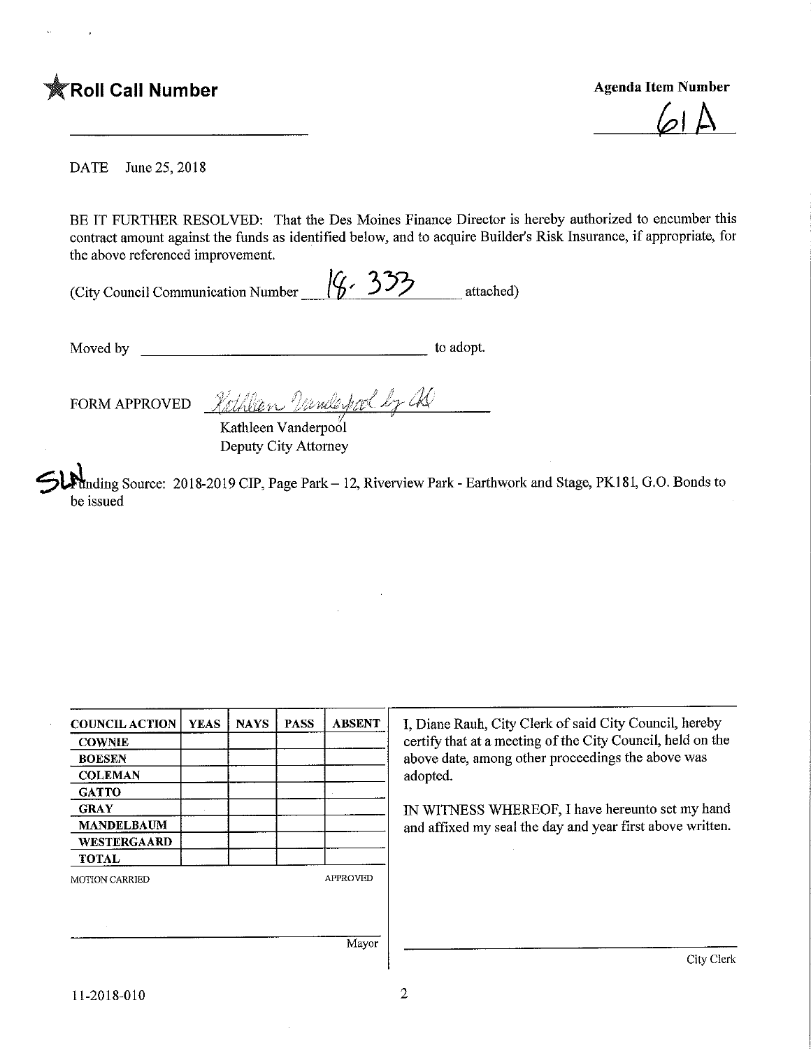**★Roll Call Number** ______________________

**Agenda Item Number**
61A

DATE June 25, 2018

BE IT FURTHER RESOLVED: That the Des Moines Finance Director is hereby authorized to encumber this contract amount against the funds as identified below, and to acquire Builder's Risk Insurance, if appropriate, for the above referenced improvement.

(City Council Communication Number 18-333 attached)

Moved by ______________________ to adopt.

FORM APPROVED *Kathleen Vanderpool by AS*
Kathleen Vanderpool
Deputy City Attorney

SLN Funding Source: 2018-2019 CIP, Page Park – 12, Riverview Park - Earthwork and Stage, PK181, G.O. Bonds to be issued

| COUNCIL ACTION | YEAS | NAYS | PASS | ABSENT |
|---|---|---|---|---|
| COWNIE | | | | |
| BOESEN | | | | |
| COLEMAN | | | | |
| GATTO | | | | |
| GRAY | | | | |
| MANDELBAUM | | | | |
| WESTERGAARD | | | | |
| TOTAL | | | | |

MOTION CARRIED APPROVED

______________________ Mayor

I, Diane Rauh, City Clerk of said City Council, hereby certify that at a meeting of the City Council, held on the above date, among other proceedings the above was adopted.

IN WITNESS WHEREOF, I have hereunto set my hand and affixed my seal the day and year first above written.

______________________ City Clerk

11-2018-010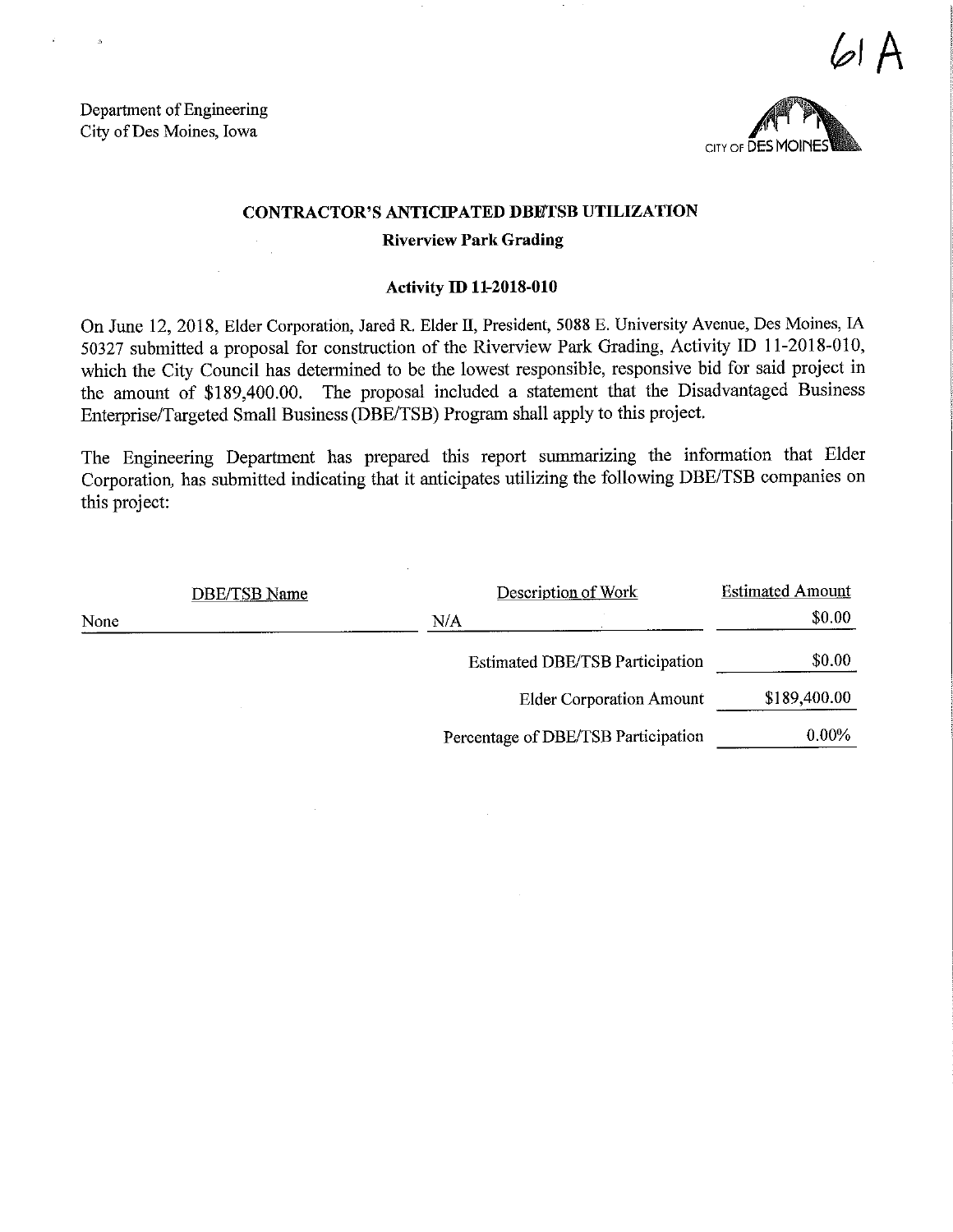61A

Department of Engineering
City of Des Moines, Iowa

CITY OF DES MOINES

## CONTRACTOR'S ANTICIPATED DBE/TSB UTILIZATION

**Riverview Park Grading**

**Activity ID 11-2018-010**

On June 12, 2018, Elder Corporation, Jared R. Elder II, President, 5088 E. University Avenue, Des Moines, IA 50327 submitted a proposal for construction of the Riverview Park Grading, Activity ID 11-2018-010, which the City Council has determined to be the lowest responsible, responsive bid for said project in the amount of $189,400.00. The proposal included a statement that the Disadvantaged Business Enterprise/Targeted Small Business (DBE/TSB) Program shall apply to this project.

The Engineering Department has prepared this report summarizing the information that Elder Corporation, has submitted indicating that it anticipates utilizing the following DBE/TSB companies on this project:

| DBE/TSB Name | Description of Work | Estimated Amount |
|---|---|---|
| None | N/A | $0.00 |
| | Estimated DBE/TSB Participation | $0.00 |
| | Elder Corporation Amount | $189,400.00 |
| | Percentage of DBE/TSB Participation | 0.00% |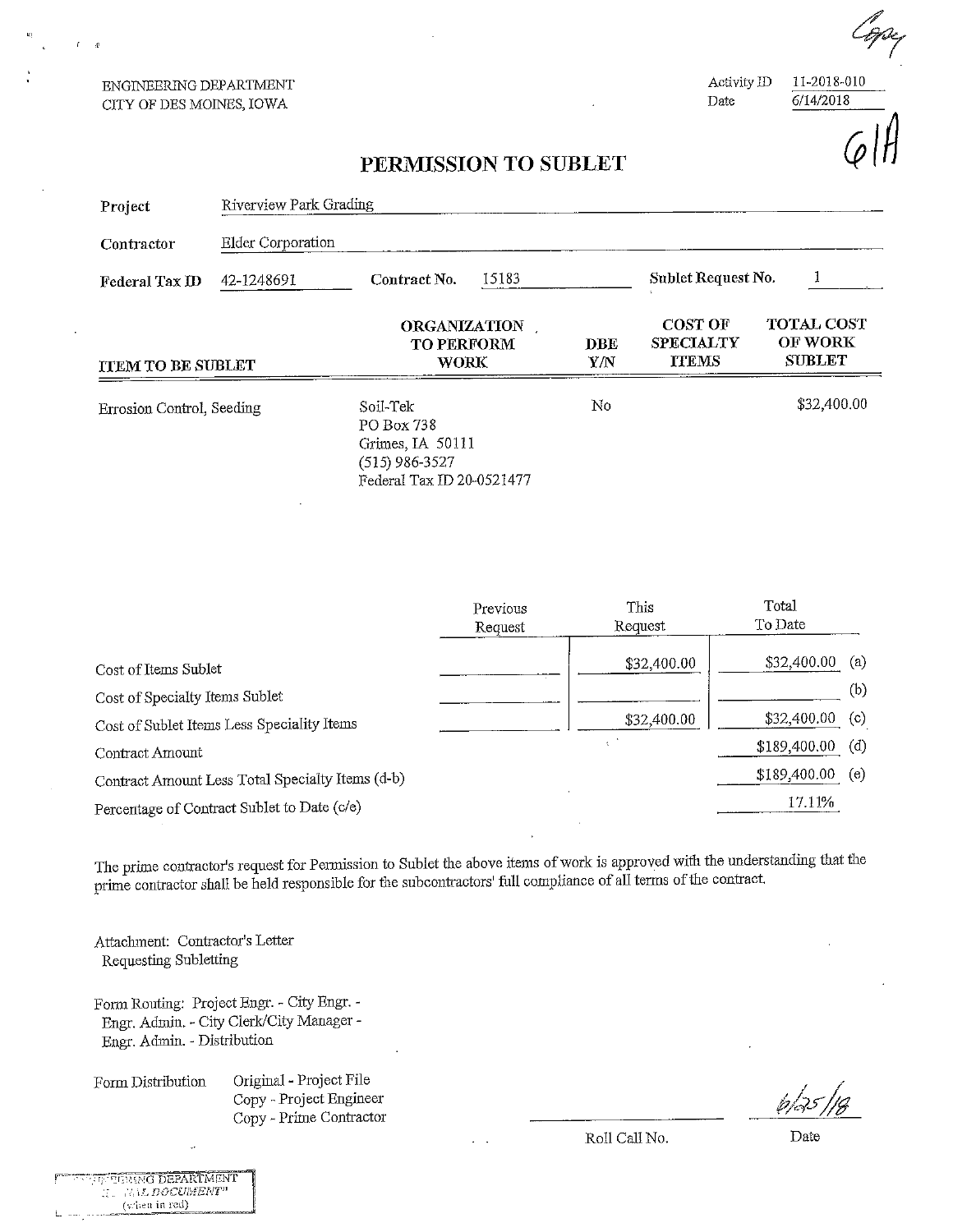Copy

ENGINEERING DEPARTMENT
CITY OF DES MOINES, IOWA

Activity ID 11-2018-010
Date 6/14/2018

61A

# PERMISSION TO SUBLET

**Project** Riverview Park Grading

**Contractor** Elder Corporation

**Federal Tax ID** 42-1248691 **Contract No.** 15183 **Sublet Request No.** 1

| ITEM TO BE SUBLET | ORGANIZATION TO PERFORM WORK | DBE Y/N | COST OF SPECIALTY ITEMS | TOTAL COST OF WORK SUBLET |
|---|---|---|---|---|
| Errosion Control, Seeding | Soil-Tek<br>PO Box 738<br>Grimes, IA 50111<br>(515) 986-3527<br>Federal Tax ID 20-0521477 | No | | $32,400.00 |

| | Previous Request | This Request | Total To Date | |
|---|---|---|---|---|
| Cost of Items Sublet | | $32,400.00 | $32,400.00 | (a) |
| Cost of Specialty Items Sublet | | | | (b) |
| Cost of Sublet Items Less Speciality Items | | $32,400.00 | $32,400.00 | (c) |
| Contract Amount | | | $189,400.00 | (d) |
| Contract Amount Less Total Specialty Items (d-b) | | | $189,400.00 | (e) |
| Percentage of Contract Sublet to Date (c/e) | | | 17.11% | |

The prime contractor's request for Permission to Sublet the above items of work is approved with the understanding that the prime contractor shall be held responsible for the subcontractors' full compliance of all terms of the contract.

Attachment: Contractor's Letter
Requesting Subletting

Form Routing: Project Engr. - City Engr. -
Engr. Admin. - City Clerk/City Manager -
Engr. Admin. - Distribution

Form Distribution
Original - Project File
Copy - Project Engineer
Copy - Prime Contractor

Roll Call No. ______ Date 6/25/18

ENGINEERING DEPARTMENT "...AL DOCUMENT" (when in red)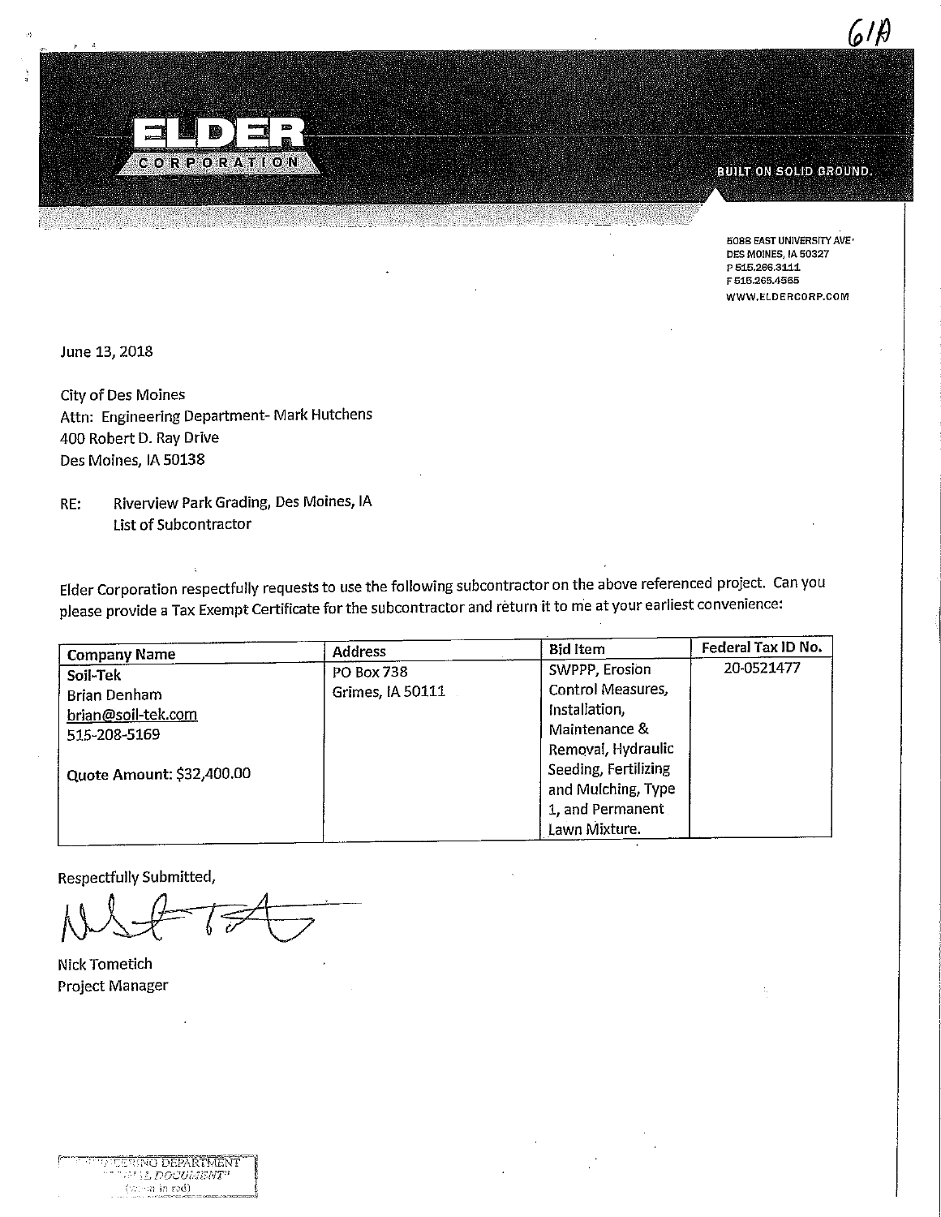61A

**ELDER CORPORATION**

BUILT ON SOLID GROUND.

5088 EAST UNIVERSITY AVE
DES MOINES, IA 50327
P 515.266.3111
F 515.265.4565
WWW.ELDERCORP.COM

June 13, 2018

City of Des Moines
Attn: Engineering Department- Mark Hutchens
400 Robert D. Ray Drive
Des Moines, IA 50138

RE: Riverview Park Grading, Des Moines, IA
List of Subcontractor

Elder Corporation respectfully requests to use the following subcontractor on the above referenced project. Can you please provide a Tax Exempt Certificate for the subcontractor and return it to me at your earliest convenience:

| Company Name | Address | Bid Item | Federal Tax ID No. |
|---|---|---|---|
| **Soil-Tek**<br>Brian Denham<br>brian@soil-tek.com<br>515-208-5169<br><br>**Quote Amount: $32,400.00** | PO Box 738<br>Grimes, IA 50111 | SWPPP, Erosion Control Measures, Installation, Maintenance & Removal, Hydraulic Seeding, Fertilizing and Mulching, Type 1, and Permanent Lawn Mixture. | 20-0521477 |

Respectfully Submitted,

Nick Tometich
Project Manager

ENGINEERING DEPARTMENT
"ORIGINAL DOCUMENT"
(sign in red)